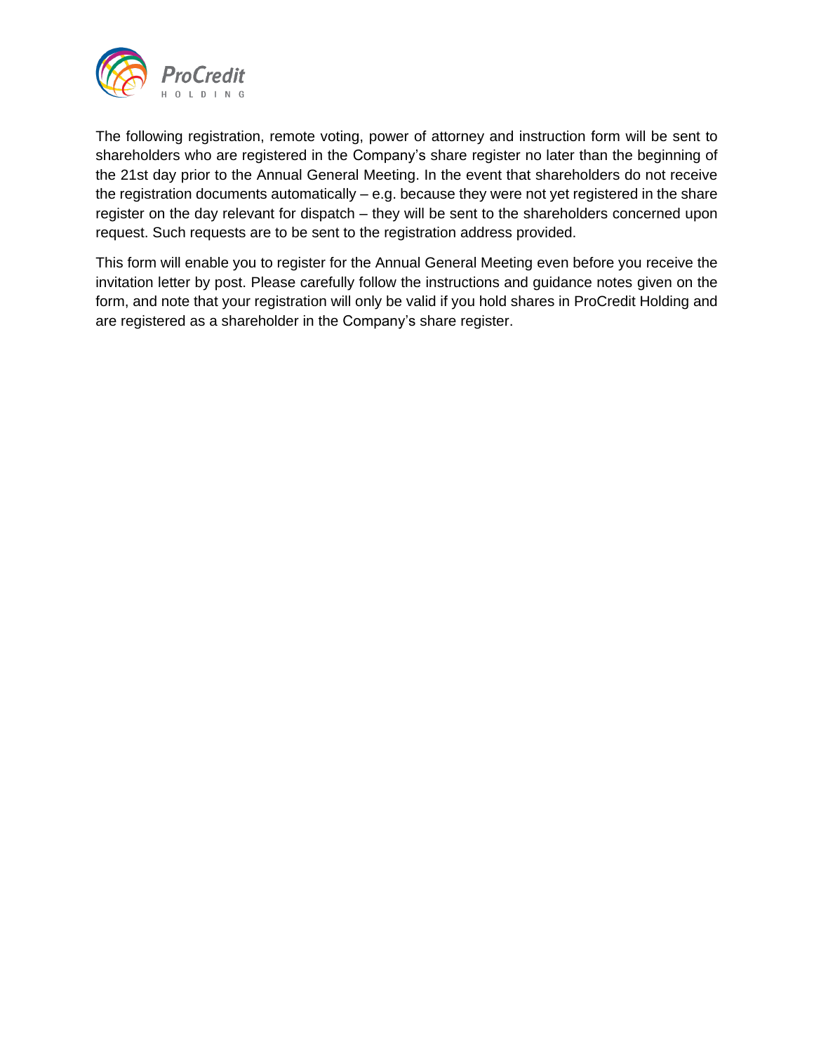The following registration, remote voting, power of attorney and instruction form will be sent to shareholders who are registered in the Company's share register no later than the beginning of the 21st day prior to the Annual General Meeting. In the event that shareholders do not receive the registration documents automatically – e.g. because they were not yet registered in the share register on the day relevant for dispatch – they will be sent to the shareholders concerned upon request. Such requests are to be sent to the registration address provided.

This form will enable you to register for the Annual General Meeting even before you receive the invitation letter by post. Please carefully follow the instructions and guidance notes given on the form, and note that your registration will only be valid if you hold shares in ProCredit Holding and are registered as a shareholder in the Company's share register.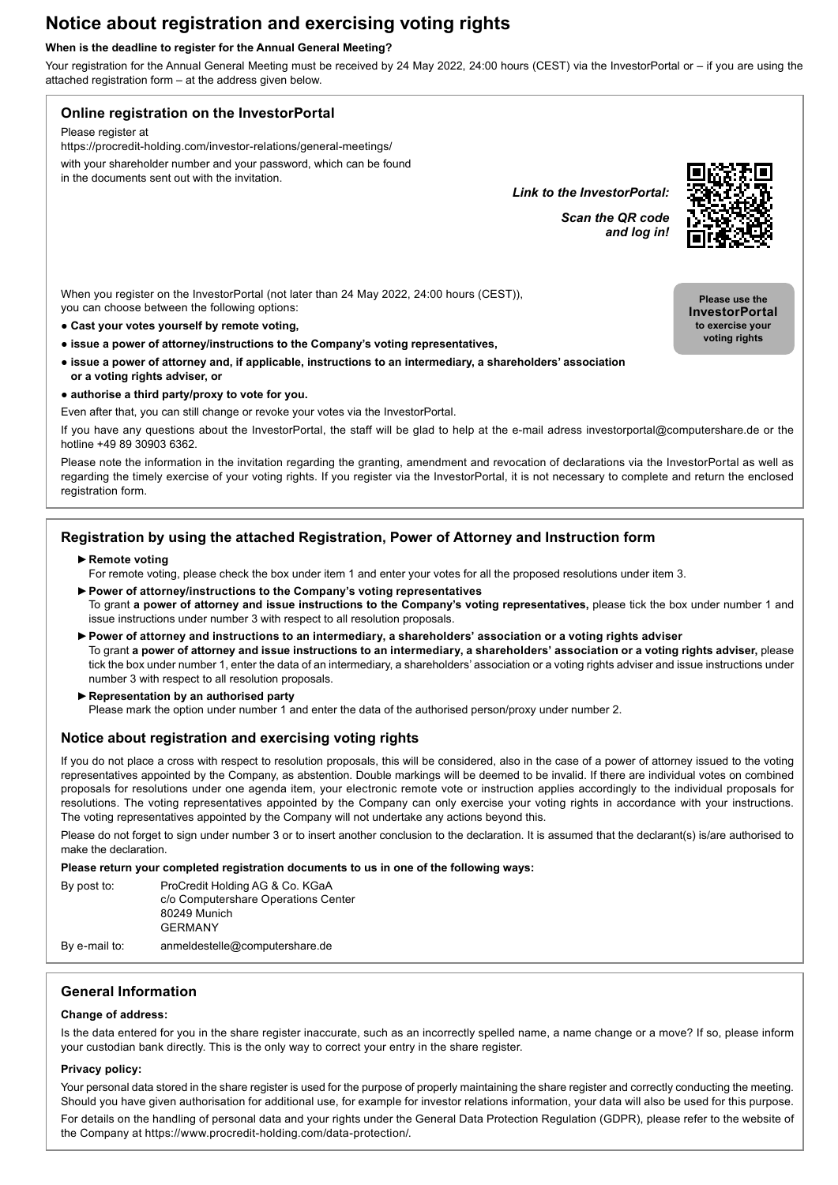# Notice about registration and exercising voting rights

**When is the deadline to register for the Annual General Meeting?**

Your registration for the Annual General Meeting must be received by 24 May 2022, 24:00 hours (CEST) via the InvestorPortal or – if you are using the attached registration form – at the address given below.

## Online registration on the InvestorPortal

Please register at
https://procredit-holding.com/investor-relations/general-meetings/
with your shareholder number and your password, which can be found in the documents sent out with the invitation.

***Link to the InvestorPortal:***

***Scan the QR code and log in!***

When you register on the InvestorPortal (not later than 24 May 2022, 24:00 hours (CEST)), you can choose between the following options:

- **Cast your votes yourself by remote voting,**
- **issue a power of attorney/instructions to the Company's voting representatives,**
- **issue a power of attorney and, if applicable, instructions to an intermediary, a shareholders' association or a voting rights adviser, or**
- **authorise a third party/proxy to vote for you.**

**Please use the InvestorPortal to exercise your voting rights**

Even after that, you can still change or revoke your votes via the InvestorPortal.

If you have any questions about the InvestorPortal, the staff will be glad to help at the e-mail adress investorportal@computershare.de or the hotline +49 89 30903 6362.

Please note the information in the invitation regarding the granting, amendment and revocation of declarations via the InvestorPortal as well as regarding the timely exercise of your voting rights. If you register via the InvestorPortal, it is not necessary to complete and return the enclosed registration form.

## Registration by using the attached Registration, Power of Attorney and Instruction form

► **Remote voting**
For remote voting, please check the box under item 1 and enter your votes for all the proposed resolutions under item 3.

► **Power of attorney/instructions to the Company's voting representatives**
To grant **a power of attorney and issue instructions to the Company's voting representatives,** please tick the box under number 1 and issue instructions under number 3 with respect to all resolution proposals.

► **Power of attorney and instructions to an intermediary, a shareholders' association or a voting rights adviser**
To grant **a power of attorney and issue instructions to an intermediary, a shareholders' association or a voting rights adviser,** please tick the box under number 1, enter the data of an intermediary, a shareholders' association or a voting rights adviser and issue instructions under number 3 with respect to all resolution proposals.

► **Representation by an authorised party**
Please mark the option under number 1 and enter the data of the authorised person/proxy under number 2.

## Notice about registration and exercising voting rights

If you do not place a cross with respect to resolution proposals, this will be considered, also in the case of a power of attorney issued to the voting representatives appointed by the Company, as abstention. Double markings will be deemed to be invalid. If there are individual votes on combined proposals for resolutions under one agenda item, your electronic remote vote or instruction applies accordingly to the individual proposals for resolutions. The voting representatives appointed by the Company can only exercise your voting rights in accordance with your instructions. The voting representatives appointed by the Company will not undertake any actions beyond this.

Please do not forget to sign under number 3 or to insert another conclusion to the declaration. It is assumed that the declarant(s) is/are authorised to make the declaration.

**Please return your completed registration documents to us in one of the following ways:**

By post to:
ProCredit Holding AG & Co. KGaA
c/o Computershare Operations Center
80249 Munich
GERMANY

By e-mail to:
anmeldestelle@computershare.de

## General Information

**Change of address:**

Is the data entered for you in the share register inaccurate, such as an incorrectly spelled name, a name change or a move? If so, please inform your custodian bank directly. This is the only way to correct your entry in the share register.

**Privacy policy:**

Your personal data stored in the share register is used for the purpose of properly maintaining the share register and correctly conducting the meeting. Should you have given authorisation for additional use, for example for investor relations information, your data will also be used for this purpose.

For details on the handling of personal data and your rights under the General Data Protection Regulation (GDPR), please refer to the website of the Company at https://www.procredit-holding.com/data-protection/.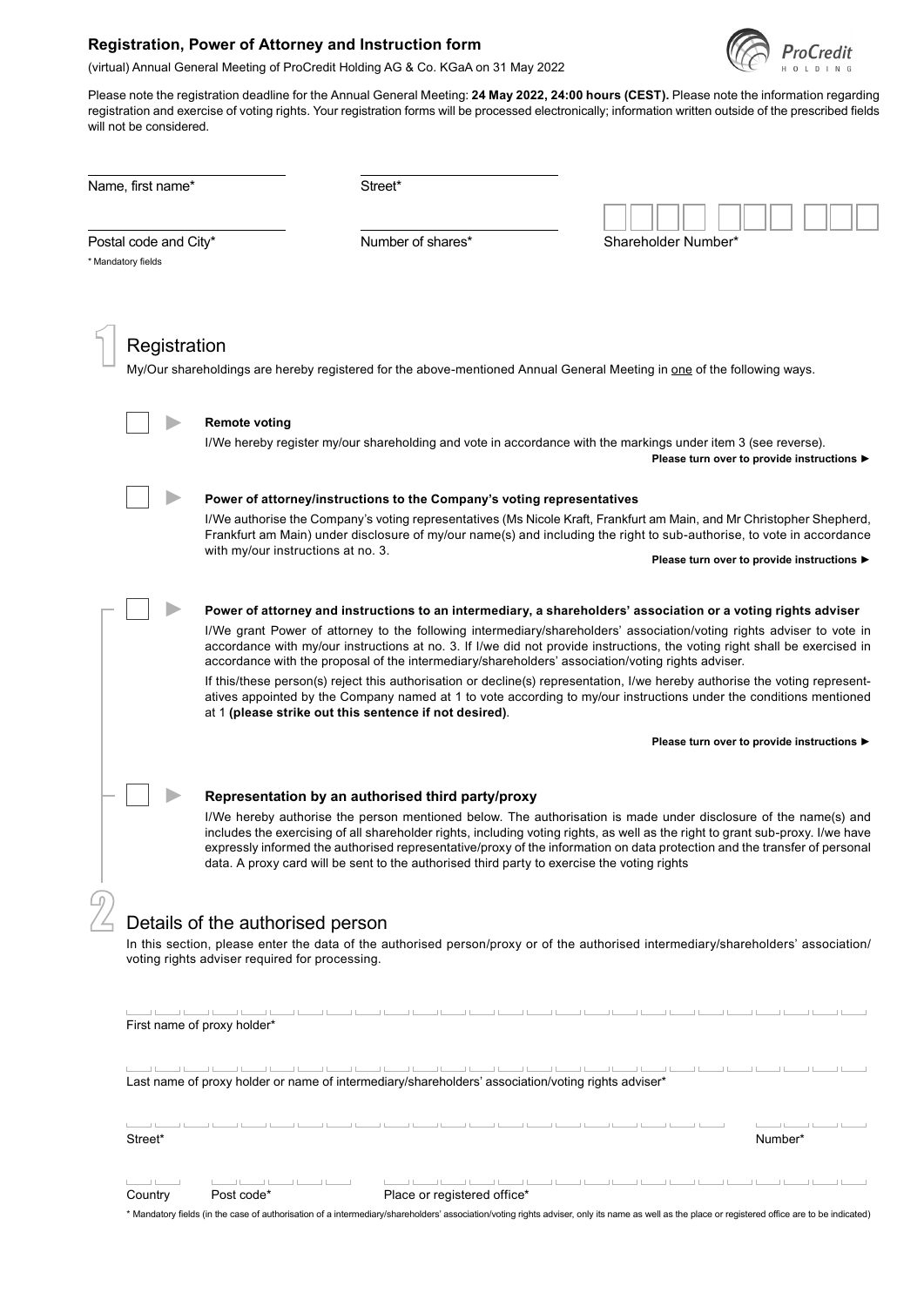# Registration, Power of Attorney and Instruction form

(virtual) Annual General Meeting of ProCredit Holding AG & Co. KGaA on 31 May 2022

Please note the registration deadline for the Annual General Meeting: **24 May 2022, 24:00 hours (CEST).** Please note the information regarding registration and exercise of voting rights. Your registration forms will be processed electronically; information written outside of the prescribed fields will not be considered.

Name, first name*

Street*

Postal code and City*

Number of shares*

Shareholder Number*

\* Mandatory fields

## 1 Registration

My/Our shareholdings are hereby registered for the above-mentioned Annual General Meeting in one of the following ways.

☐ **Remote voting**

I/We hereby register my/our shareholding and vote in accordance with the markings under item 3 (see reverse).

**Please turn over to provide instructions ►**

☐ **Power of attorney/instructions to the Company's voting representatives**

I/We authorise the Company's voting representatives (Ms Nicole Kraft, Frankfurt am Main, and Mr Christopher Shepherd, Frankfurt am Main) under disclosure of my/our name(s) and including the right to sub-authorise, to vote in accordance with my/our instructions at no. 3.

**Please turn over to provide instructions ►**

☐ **Power of attorney and instructions to an intermediary, a shareholders' association or a voting rights adviser**

I/We grant Power of attorney to the following intermediary/shareholders' association/voting rights adviser to vote in accordance with my/our instructions at no. 3. If I/we did not provide instructions, the voting right shall be exercised in accordance with the proposal of the intermediary/shareholders' association/voting rights adviser.

If this/these person(s) reject this authorisation or decline(s) representation, I/we hereby authorise the voting representatives appointed by the Company named at 1 to vote according to my/our instructions under the conditions mentioned at 1 **(please strike out this sentence if not desired)**.

**Please turn over to provide instructions ►**

☐ **Representation by an authorised third party/proxy**

I/We hereby authorise the person mentioned below. The authorisation is made under disclosure of the name(s) and includes the exercising of all shareholder rights, including voting rights, as well as the right to grant sub-proxy. I/We have expressly informed the authorised representative/proxy of the information on data protection and the transfer of personal data. A proxy card will be sent to the authorised third party to exercise the voting rights

## 2 Details of the authorised person

In this section, please enter the data of the authorised person/proxy or of the authorised intermediary/shareholders' association/ voting rights adviser required for processing.

First name of proxy holder*

Last name of proxy holder or name of intermediary/shareholders' association/voting rights adviser*

Street*

Number*

Country

Post code*

Place or registered office*

\* Mandatory fields (in the case of authorisation of a intermediary/shareholders' association/voting rights adviser, only its name as well as the place or registered office are to be indicated)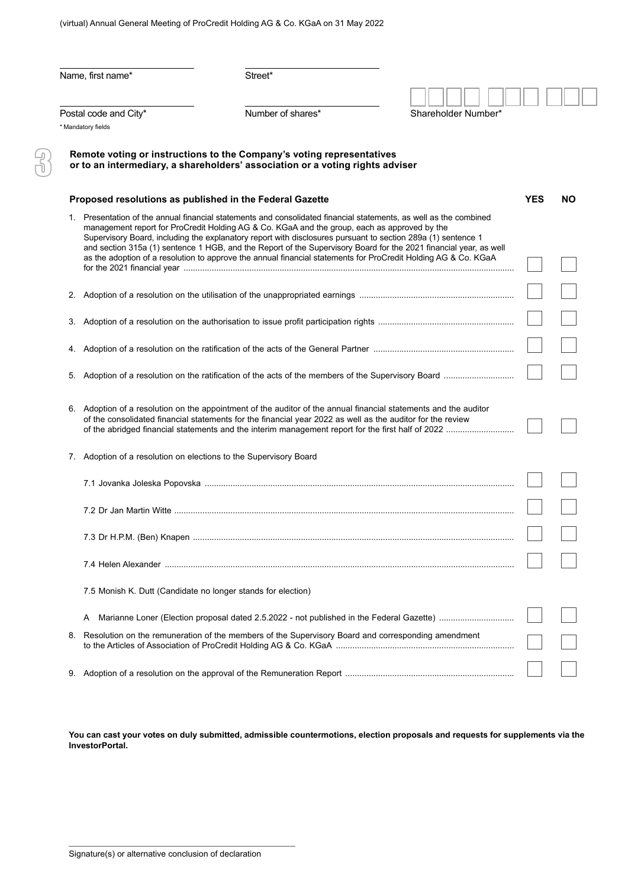(virtual) Annual General Meeting of ProCredit Holding AG & Co. KGaA on 31 May 2022

| Name, first name* | Street* | |
|---|---|---|
| Postal code and City* | Number of shares* | Shareholder Number* |

\* Mandatory fields

3

**Remote voting or instructions to the Company's voting representatives or to an intermediary, a shareholders' association or a voting rights adviser**

| Proposed resolutions as published in the Federal Gazette | YES | NO |
|---|---|---|
| 1. Presentation of the annual financial statements and consolidated financial statements, as well as the combined management report for ProCredit Holding AG & Co. KGaA and the group, each as approved by the Supervisory Board, including the explanatory report with disclosures pursuant to section 289a (1) sentence 1 and section 315a (1) sentence 1 HGB, and the Report of the Supervisory Board for the 2021 financial year, as well as the adoption of a resolution to approve the annual financial statements for ProCredit Holding AG & Co. KGaA for the 2021 financial year | ☐ | ☐ |
| 2. Adoption of a resolution on the utilisation of the unappropriated earnings | ☐ | ☐ |
| 3. Adoption of a resolution on the authorisation to issue profit participation rights | ☐ | ☐ |
| 4. Adoption of a resolution on the ratification of the acts of the General Partner | ☐ | ☐ |
| 5. Adoption of a resolution on the ratification of the acts of the members of the Supervisory Board | ☐ | ☐ |
| 6. Adoption of a resolution on the appointment of the auditor of the annual financial statements and the auditor of the consolidated financial statements for the financial year 2022 as well as the auditor for the review of the abridged financial statements and the interim management report for the first half of 2022 | ☐ | ☐ |
| 7. Adoption of a resolution on elections to the Supervisory Board | | |
| 7.1 Jovanka Joleska Popovska | ☐ | ☐ |
| 7.2 Dr Jan Martin Witte | ☐ | ☐ |
| 7.3 Dr H.P.M. (Ben) Knapen | ☐ | ☐ |
| 7.4 Helen Alexander | ☐ | ☐ |
| 7.5 Monish K. Dutt (Candidate no longer stands for election) | | |
| A Marianne Loner (Election proposal dated 2.5.2022 - not published in the Federal Gazette) | ☐ | ☐ |
| 8. Resolution on the remuneration of the members of the Supervisory Board and corresponding amendment to the Articles of Association of ProCredit Holding AG & Co. KGaA | ☐ | ☐ |
| 9. Adoption of a resolution on the approval of the Remuneration Report | ☐ | ☐ |

**You can cast your votes on duly submitted, admissible countermotions, election proposals and requests for supplements via the InvestorPortal.**

Signature(s) or alternative conclusion of declaration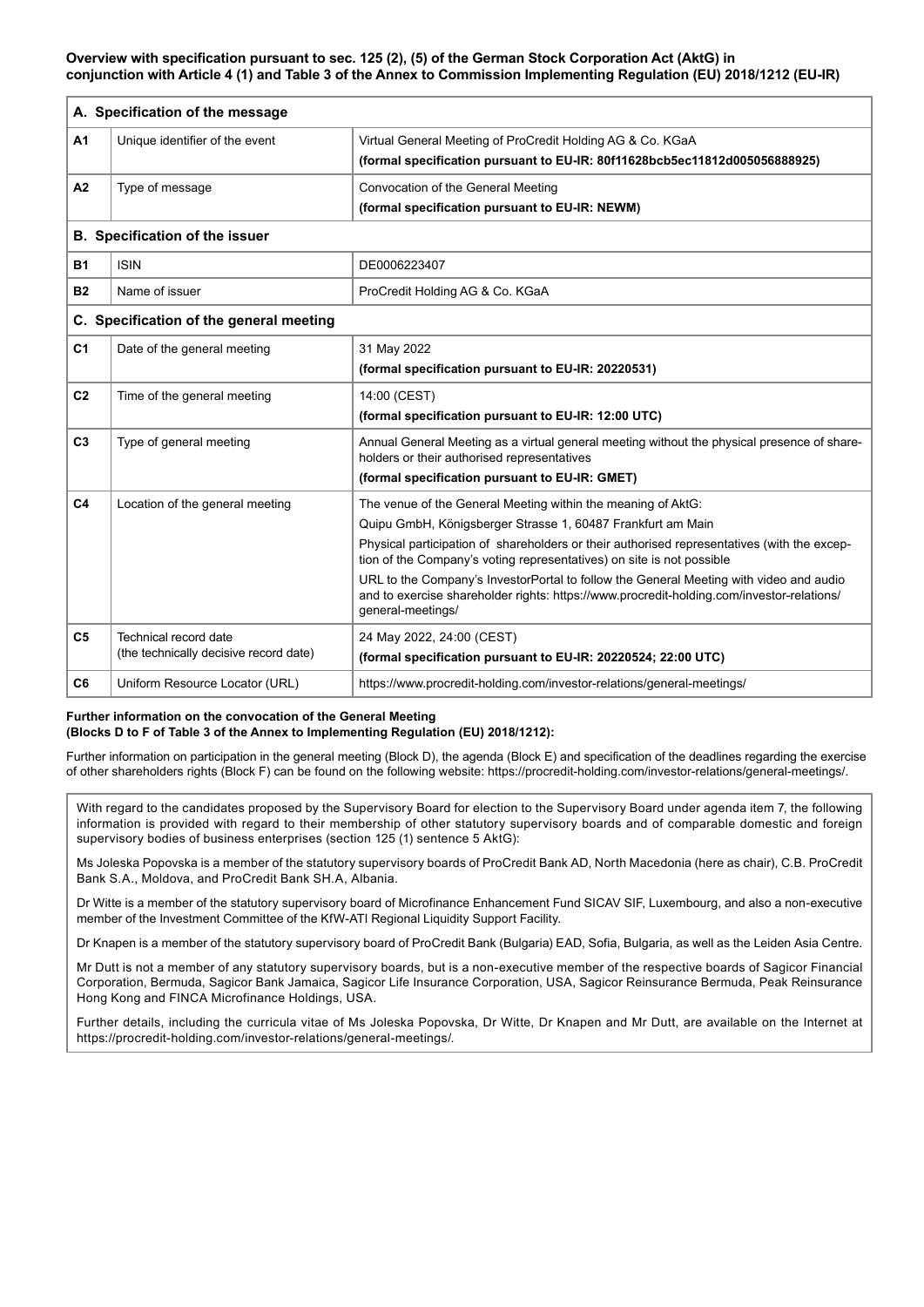**Overview with specification pursuant to sec. 125 (2), (5) of the German Stock Corporation Act (AktG) in conjunction with Article 4 (1) and Table 3 of the Annex to Commission Implementing Regulation (EU) 2018/1212 (EU-IR)**

| | | |
|---|---|---|
| **A. Specification of the message** | | |
| **A1** | Unique identifier of the event | Virtual General Meeting of ProCredit Holding AG & Co. KGaA<br>**(formal specification pursuant to EU-IR: 80f11628bcb5ec11812d005056888925)** |
| **A2** | Type of message | Convocation of the General Meeting<br>**(formal specification pursuant to EU-IR: NEWM)** |
| **B. Specification of the issuer** | | |
| **B1** | ISIN | DE0006223407 |
| **B2** | Name of issuer | ProCredit Holding AG & Co. KGaA |
| **C. Specification of the general meeting** | | |
| **C1** | Date of the general meeting | 31 May 2022<br>**(formal specification pursuant to EU-IR: 20220531)** |
| **C2** | Time of the general meeting | 14:00 (CEST)<br>**(formal specification pursuant to EU-IR: 12:00 UTC)** |
| **C3** | Type of general meeting | Annual General Meeting as a virtual general meeting without the physical presence of shareholders or their authorised representatives<br>**(formal specification pursuant to EU-IR: GMET)** |
| **C4** | Location of the general meeting | The venue of the General Meeting within the meaning of AktG:<br>Quipu GmbH, Königsberger Strasse 1, 60487 Frankfurt am Main<br>Physical participation of shareholders or their authorised representatives (with the exception of the Company's voting representatives) on site is not possible<br>URL to the Company's InvestorPortal to follow the General Meeting with video and audio and to exercise shareholder rights: https://www.procredit-holding.com/investor-relations/general-meetings/ |
| **C5** | Technical record date<br>(the technically decisive record date) | 24 May 2022, 24:00 (CEST)<br>**(formal specification pursuant to EU-IR: 20220524; 22:00 UTC)** |
| **C6** | Uniform Resource Locator (URL) | https://www.procredit-holding.com/investor-relations/general-meetings/ |

**Further information on the convocation of the General Meeting**
**(Blocks D to F of Table 3 of the Annex to Implementing Regulation (EU) 2018/1212):**

Further information on participation in the general meeting (Block D), the agenda (Block E) and specification of the deadlines regarding the exercise of other shareholders rights (Block F) can be found on the following website: https://procredit-holding.com/investor-relations/general-meetings/.

With regard to the candidates proposed by the Supervisory Board for election to the Supervisory Board under agenda item 7, the following information is provided with regard to their membership of other statutory supervisory boards and of comparable domestic and foreign supervisory bodies of business enterprises (section 125 (1) sentence 5 AktG):

Ms Joleska Popovska is a member of the statutory supervisory boards of ProCredit Bank AD, North Macedonia (here as chair), C.B. ProCredit Bank S.A., Moldova, and ProCredit Bank SH.A, Albania.

Dr Witte is a member of the statutory supervisory board of Microfinance Enhancement Fund SICAV SIF, Luxembourg, and also a non-executive member of the Investment Committee of the KfW-ATI Regional Liquidity Support Facility.

Dr Knapen is a member of the statutory supervisory board of ProCredit Bank (Bulgaria) EAD, Sofia, Bulgaria, as well as the Leiden Asia Centre.

Mr Dutt is not a member of any statutory supervisory boards, but is a non-executive member of the respective boards of Sagicor Financial Corporation, Bermuda, Sagicor Bank Jamaica, Sagicor Life Insurance Corporation, USA, Sagicor Reinsurance Bermuda, Peak Reinsurance Hong Kong and FINCA Microfinance Holdings, USA.

Further details, including the curricula vitae of Ms Joleska Popovska, Dr Witte, Dr Knapen and Mr Dutt, are available on the Internet at https://procredit-holding.com/investor-relations/general-meetings/.